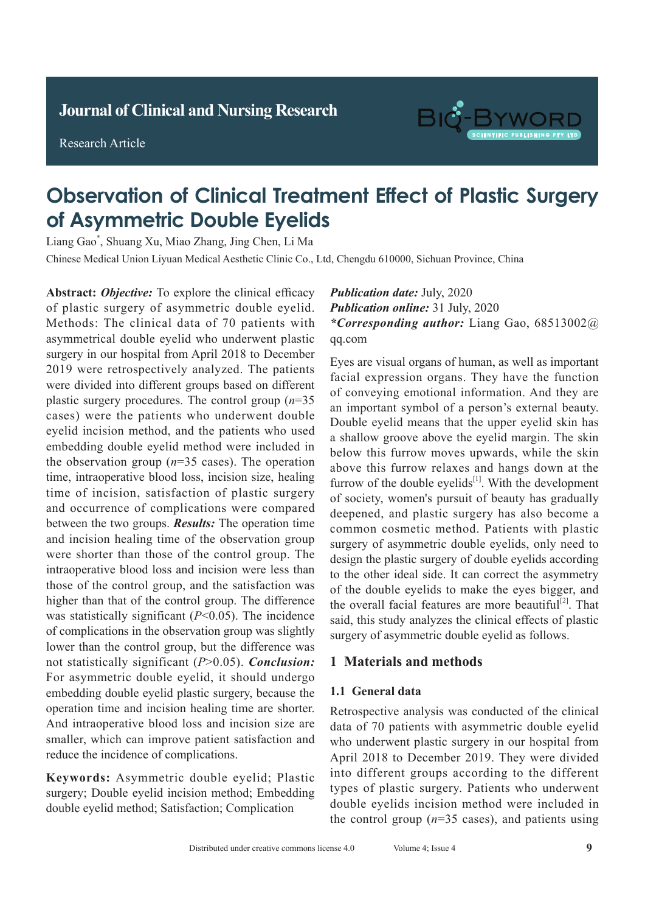Journal of Clinical and Nursing Research

Research Article

# Observation of Clinical Treatment Effect of Plastic Surgery of Asymmetric Double Eyelids

Liang Gao*, Shuang Xu, Miao Zhang, Jing Chen, Li Ma

Chinese Medical Union Liyuan Medical Aesthetic Clinic Co., Ltd, Chengdu 610000, Sichuan Province, China

**Abstract:** ***Objective:*** To explore the clinical efficacy of plastic surgery of asymmetric double eyelid. Methods: The clinical data of 70 patients with asymmetrical double eyelid who underwent plastic surgery in our hospital from April 2018 to December 2019 were retrospectively analyzed. The patients were divided into different groups based on different plastic surgery procedures. The control group ($n$=35 cases) were the patients who underwent double eyelid incision method, and the patients who used embedding double eyelid method were included in the observation group ($n$=35 cases). The operation time, intraoperative blood loss, incision size, healing time of incision, satisfaction of plastic surgery and occurrence of complications were compared between the two groups. ***Results:*** The operation time and incision healing time of the observation group were shorter than those of the control group. The intraoperative blood loss and incision were less than those of the control group, and the satisfaction was higher than that of the control group. The difference was statistically significant ($P$<0.05). The incidence of complications in the observation group was slightly lower than the control group, but the difference was not statistically significant ($P$>0.05). ***Conclusion:*** For asymmetric double eyelid, it should undergo embedding double eyelid plastic surgery, because the operation time and incision healing time are shorter. And intraoperative blood loss and incision size are smaller, which can improve patient satisfaction and reduce the incidence of complications.

**Keywords:** Asymmetric double eyelid; Plastic surgery; Double eyelid incision method; Embedding double eyelid method; Satisfaction; Complication

***Publication date:*** July, 2020
***Publication online:*** 31 July, 2020
****Corresponding author:*** Liang Gao, 68513002@qq.com

Eyes are visual organs of human, as well as important facial expression organs. They have the function of conveying emotional information. And they are an important symbol of a person's external beauty. Double eyelid means that the upper eyelid skin has a shallow groove above the eyelid margin. The skin below this furrow moves upwards, while the skin above this furrow relaxes and hangs down at the furrow of the double eyelids[1]. With the development of society, women's pursuit of beauty has gradually deepened, and plastic surgery has also become a common cosmetic method. Patients with plastic surgery of asymmetric double eyelids, only need to design the plastic surgery of double eyelids according to the other ideal side. It can correct the asymmetry of the double eyelids to make the eyes bigger, and the overall facial features are more beautiful[2]. That said, this study analyzes the clinical effects of plastic surgery of asymmetric double eyelid as follows.

## 1 Materials and methods

### 1.1 General data

Retrospective analysis was conducted of the clinical data of 70 patients with asymmetric double eyelid who underwent plastic surgery in our hospital from April 2018 to December 2019. They were divided into different groups according to the different types of plastic surgery. Patients who underwent double eyelids incision method were included in the control group ($n$=35 cases), and patients using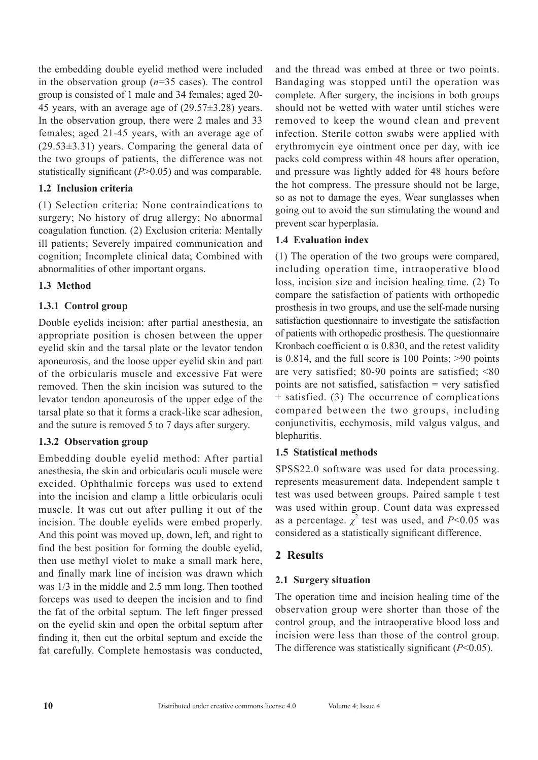the embedding double eyelid method were included in the observation group ($n$=35 cases). The control group is consisted of 1 male and 34 females; aged 20-45 years, with an average age of (29.57±3.28) years. In the observation group, there were 2 males and 33 females; aged 21-45 years, with an average age of (29.53±3.31) years. Comparing the general data of the two groups of patients, the difference was not statistically significant ($P$>0.05) and was comparable.

### 1.2 Inclusion criteria

(1) Selection criteria: None contraindications to surgery; No history of drug allergy; No abnormal coagulation function. (2) Exclusion criteria: Mentally ill patients; Severely impaired communication and cognition; Incomplete clinical data; Combined with abnormalities of other important organs.

### 1.3 Method

#### 1.3.1 Control group

Double eyelids incision: after partial anesthesia, an appropriate position is chosen between the upper eyelid skin and the tarsal plate or the levator tendon aponeurosis, and the loose upper eyelid skin and part of the orbicularis muscle and excessive Fat were removed. Then the skin incision was sutured to the levator tendon aponeurosis of the upper edge of the tarsal plate so that it forms a crack-like scar adhesion, and the suture is removed 5 to 7 days after surgery.

#### 1.3.2 Observation group

Embedding double eyelid method: After partial anesthesia, the skin and orbicularis oculi muscle were excided. Ophthalmic forceps was used to extend into the incision and clamp a little orbicularis oculi muscle. It was cut out after pulling it out of the incision. The double eyelids were embed properly. And this point was moved up, down, left, and right to find the best position for forming the double eyelid, then use methyl violet to make a small mark here, and finally mark line of incision was drawn which was 1/3 in the middle and 2.5 mm long. Then toothed forceps was used to deepen the incision and to find the fat of the orbital septum. The left finger pressed on the eyelid skin and open the orbital septum after finding it, then cut the orbital septum and excide the fat carefully. Complete hemostasis was conducted, and the thread was embed at three or two points. Bandaging was stopped until the operation was complete. After surgery, the incisions in both groups should not be wetted with water until stiches were removed to keep the wound clean and prevent infection. Sterile cotton swabs were applied with erythromycin eye ointment once per day, with ice packs cold compress within 48 hours after operation, and pressure was lightly added for 48 hours before the hot compress. The pressure should not be large, so as not to damage the eyes. Wear sunglasses when going out to avoid the sun stimulating the wound and prevent scar hyperplasia.

### 1.4 Evaluation index

(1) The operation of the two groups were compared, including operation time, intraoperative blood loss, incision size and incision healing time. (2) To compare the satisfaction of patients with orthopedic prosthesis in two groups, and use the self-made nursing satisfaction questionnaire to investigate the satisfaction of patients with orthopedic prosthesis. The questionnaire Kronbach coefficient $\alpha$ is 0.830, and the retest validity is 0.814, and the full score is 100 Points; >90 points are very satisfied; 80-90 points are satisfied; <80 points are not satisfied, satisfaction = very satisfied + satisfied. (3) The occurrence of complications compared between the two groups, including conjunctivitis, ecchymosis, mild valgus valgus, and blepharitis.

### 1.5 Statistical methods

SPSS22.0 software was used for data processing. represents measurement data. Independent sample t test was used between groups. Paired sample t test was used within group. Count data was expressed as a percentage. $\chi^2$ test was used, and $P$<0.05 was considered as a statistically significant difference.

## 2 Results

### 2.1 Surgery situation

The operation time and incision healing time of the observation group were shorter than those of the control group, and the intraoperative blood loss and incision were less than those of the control group. The difference was statistically significant ($P$<0.05).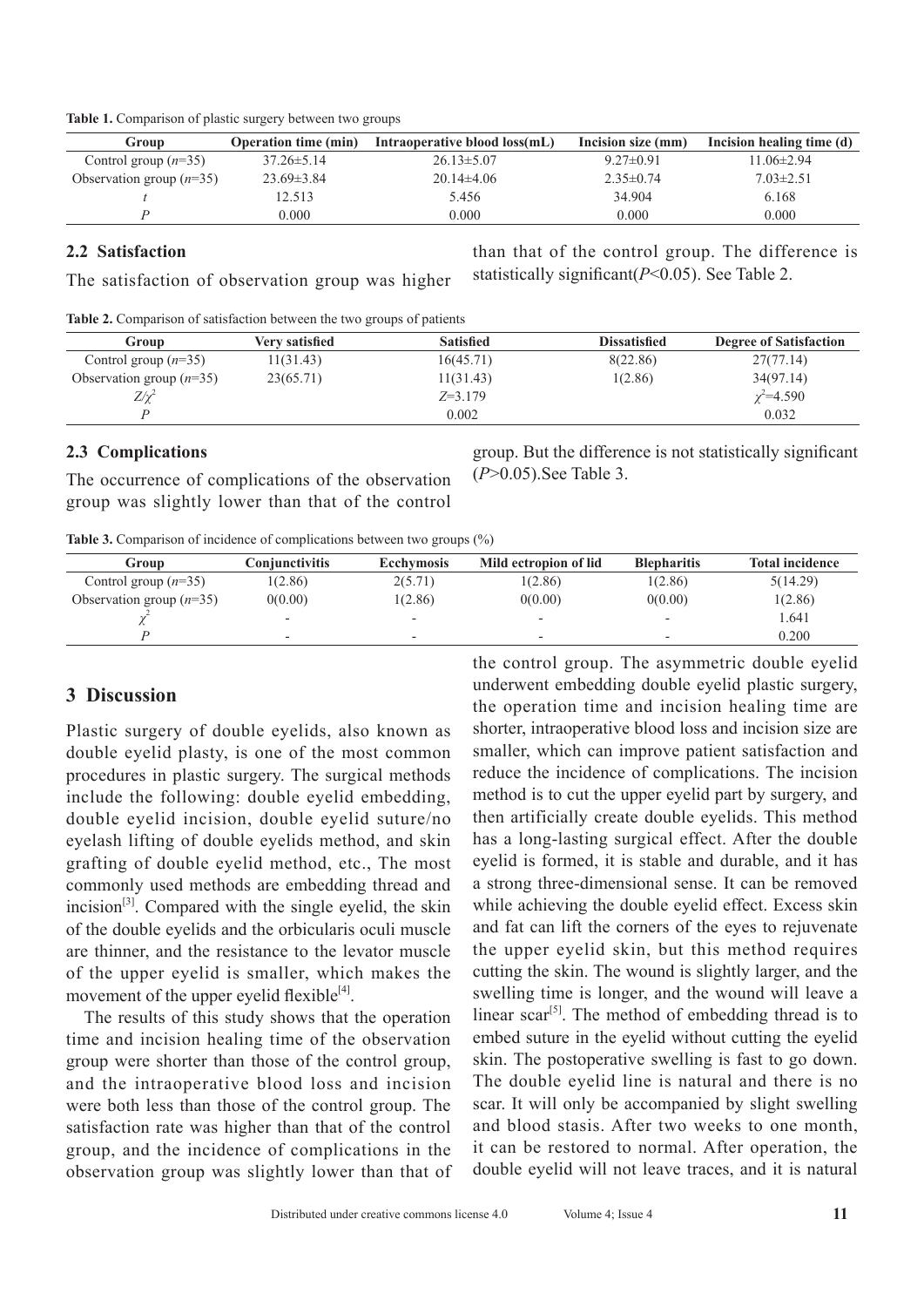**Table 1.** Comparison of plastic surgery between two groups

| Group | Operation time (min) | Intraoperative blood loss(mL) | Incision size (mm) | Incision healing time (d) |
|---|---|---|---|---|
| Control group ($n$=35) | 37.26±5.14 | 26.13±5.07 | 9.27±0.91 | 11.06±2.94 |
| Observation group ($n$=35) | 23.69±3.84 | 20.14±4.06 | 2.35±0.74 | 7.03±2.51 |
| $t$ | 12.513 | 5.456 | 34.904 | 6.168 |
| $P$ | 0.000 | 0.000 | 0.000 | 0.000 |

### 2.2 Satisfaction

The satisfaction of observation group was higher than that of the control group. The difference is statistically significant($P$<0.05). See Table 2.

**Table 2.** Comparison of satisfaction between the two groups of patients

| Group | Very satisfied | Satisfied | Dissatisfied | Degree of Satisfaction |
|---|---|---|---|---|
| Control group ($n$=35) | 11(31.43) | 16(45.71) | 8(22.86) | 27(77.14) |
| Observation group ($n$=35) | 23(65.71) | 11(31.43) | 1(2.86) | 34(97.14) |
| $Z/\chi^2$ | | $Z$=3.179 | | $\chi^2$=4.590 |
| $P$ | | 0.002 | | 0.032 |

### 2.3 Complications

The occurrence of complications of the observation group was slightly lower than that of the control group. But the difference is not statistically significant ($P$>0.05).See Table 3.

**Table 3.** Comparison of incidence of complications between two groups (%)

| Group | Conjunctivitis | Ecchymosis | Mild ectropion of lid | Blepharitis | Total incidence |
|---|---|---|---|---|---|
| Control group ($n$=35) | 1(2.86) | 2(5.71) | 1(2.86) | 1(2.86) | 5(14.29) |
| Observation group ($n$=35) | 0(0.00) | 1(2.86) | 0(0.00) | 0(0.00) | 1(2.86) |
| $\chi^2$ | - | - | - | - | 1.641 |
| $P$ | - | - | - | - | 0.200 |

## 3 Discussion

Plastic surgery of double eyelids, also known as double eyelid plasty, is one of the most common procedures in plastic surgery. The surgical methods include the following: double eyelid embedding, double eyelid incision, double eyelid suture/no eyelash lifting of double eyelids method, and skin grafting of double eyelid method, etc., The most commonly used methods are embedding thread and incision[3]. Compared with the single eyelid, the skin of the double eyelids and the orbicularis oculi muscle are thinner, and the resistance to the levator muscle of the upper eyelid is smaller, which makes the movement of the upper eyelid flexible[4].

The results of this study shows that the operation time and incision healing time of the observation group were shorter than those of the control group, and the intraoperative blood loss and incision were both less than those of the control group. The satisfaction rate was higher than that of the control group, and the incidence of complications in the observation group was slightly lower than that of the control group. The asymmetric double eyelid underwent embedding double eyelid plastic surgery, the operation time and incision healing time are shorter, intraoperative blood loss and incision size are smaller, which can improve patient satisfaction and reduce the incidence of complications. The incision method is to cut the upper eyelid part by surgery, and then artificially create double eyelids. This method has a long-lasting surgical effect. After the double eyelid is formed, it is stable and durable, and it has a strong three-dimensional sense. It can be removed while achieving the double eyelid effect. Excess skin and fat can lift the corners of the eyes to rejuvenate the upper eyelid skin, but this method requires cutting the skin. The wound is slightly larger, and the swelling time is longer, and the wound will leave a linear scar[5]. The method of embedding thread is to embed suture in the eyelid without cutting the eyelid skin. The postoperative swelling is fast to go down. The double eyelid line is natural and there is no scar. It will only be accompanied by slight swelling and blood stasis. After two weeks to one month, it can be restored to normal. After operation, the double eyelid will not leave traces, and it is natural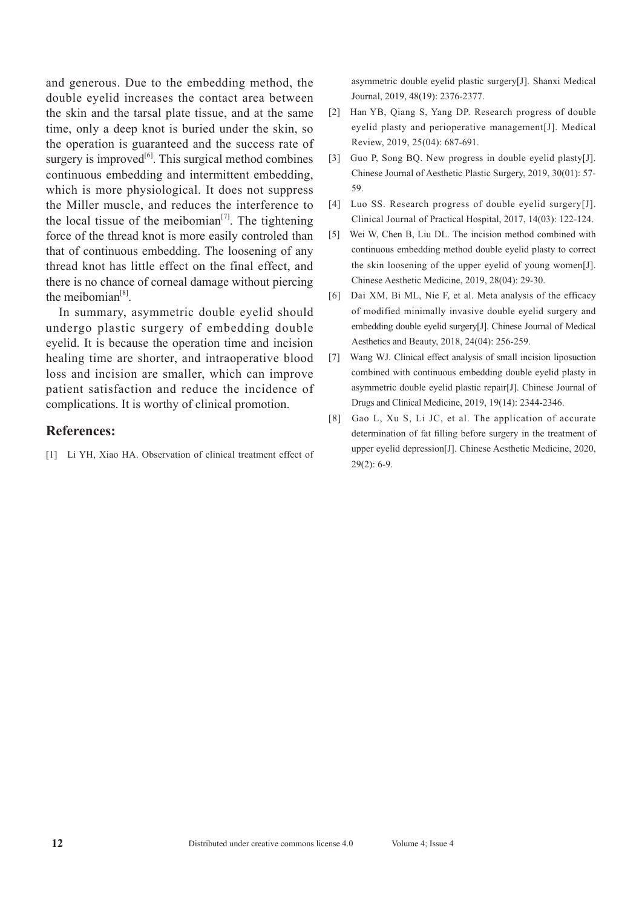and generous. Due to the embedding method, the double eyelid increases the contact area between the skin and the tarsal plate tissue, and at the same time, only a deep knot is buried under the skin, so the operation is guaranteed and the success rate of surgery is improved[6]. This surgical method combines continuous embedding and intermittent embedding, which is more physiological. It does not suppress the Miller muscle, and reduces the interference to the local tissue of the meibomian[7]. The tightening force of the thread knot is more easily controled than that of continuous embedding. The loosening of any thread knot has little effect on the final effect, and there is no chance of corneal damage without piercing the meibomian[8].

In summary, asymmetric double eyelid should undergo plastic surgery of embedding double eyelid. It is because the operation time and incision healing time are shorter, and intraoperative blood loss and incision are smaller, which can improve patient satisfaction and reduce the incidence of complications. It is worthy of clinical promotion.

## References:

[1] Li YH, Xiao HA. Observation of clinical treatment effect of asymmetric double eyelid plastic surgery[J]. Shanxi Medical Journal, 2019, 48(19): 2376-2377.

[2] Han YB, Qiang S, Yang DP. Research progress of double eyelid plasty and perioperative management[J]. Medical Review, 2019, 25(04): 687-691.

[3] Guo P, Song BQ. New progress in double eyelid plasty[J]. Chinese Journal of Aesthetic Plastic Surgery, 2019, 30(01): 57-59.

[4] Luo SS. Research progress of double eyelid surgery[J]. Clinical Journal of Practical Hospital, 2017, 14(03): 122-124.

[5] Wei W, Chen B, Liu DL. The incision method combined with continuous embedding method double eyelid plasty to correct the skin loosening of the upper eyelid of young women[J]. Chinese Aesthetic Medicine, 2019, 28(04): 29-30.

[6] Dai XM, Bi ML, Nie F, et al. Meta analysis of the efficacy of modified minimally invasive double eyelid surgery and embedding double eyelid surgery[J]. Chinese Journal of Medical Aesthetics and Beauty, 2018, 24(04): 256-259.

[7] Wang WJ. Clinical effect analysis of small incision liposuction combined with continuous embedding double eyelid plasty in asymmetric double eyelid plastic repair[J]. Chinese Journal of Drugs and Clinical Medicine, 2019, 19(14): 2344-2346.

[8] Gao L, Xu S, Li JC, et al. The application of accurate determination of fat filling before surgery in the treatment of upper eyelid depression[J]. Chinese Aesthetic Medicine, 2020, 29(2): 6-9.